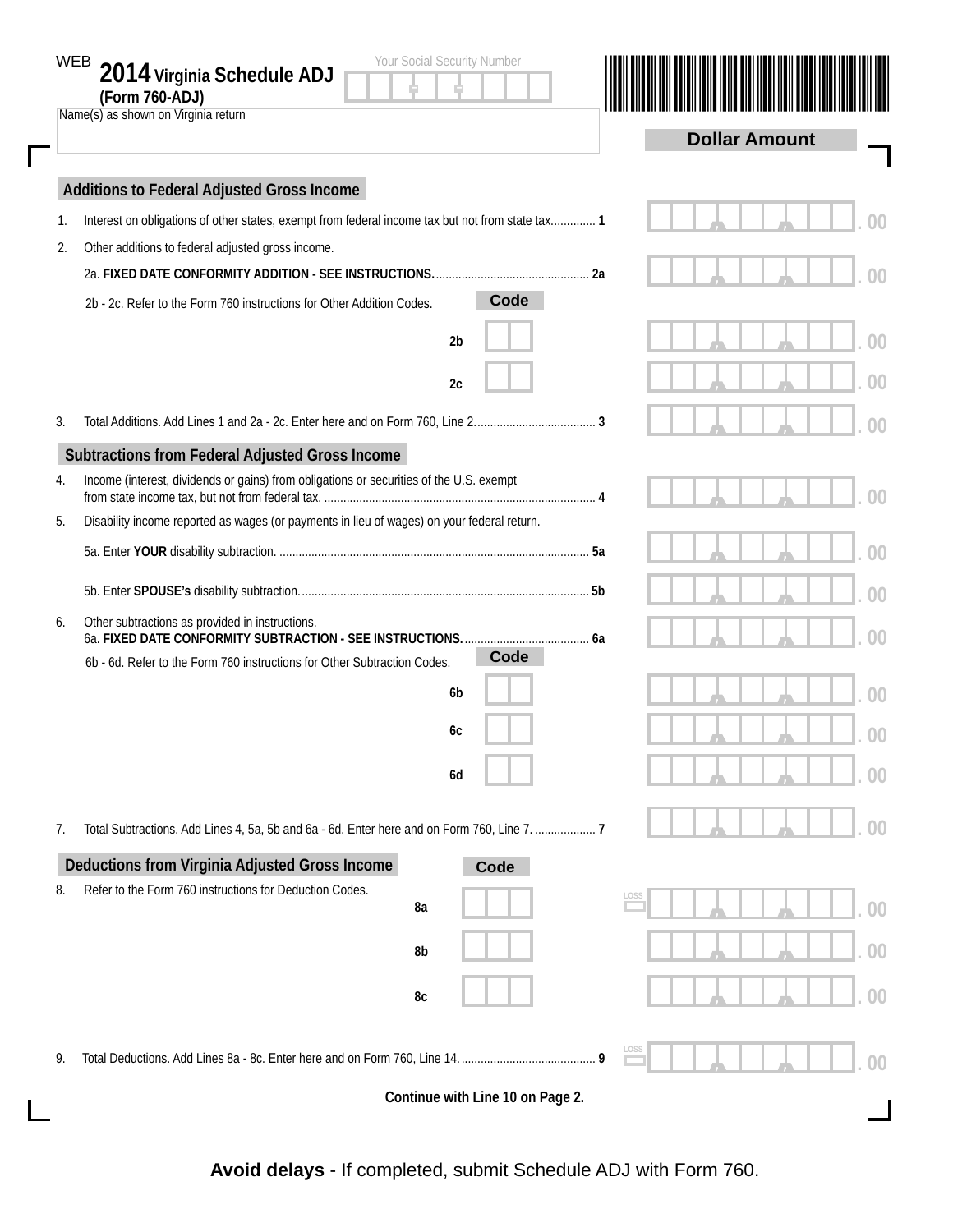WEB

# 2014 Virginia Schedule ADJ (Form 760-ADJ)

Your Social Security Number

Name(s) as shown on Virginia return

**Dollar Amount**

## Additions to Federal Adjusted Gross Income

1. Interest on obligations of other states, exempt from federal income tax but not from state tax.............. 1 . 00
2. Other additions to federal adjusted gross income.
   2a. **FIXED DATE CONFORMITY ADDITION - SEE INSTRUCTIONS.**................................................ 2a . 00
   2b - 2c. Refer to the Form 760 instructions for Other Addition Codes. **Code**
   2b . 00
   2c . 00
3. Total Additions. Add Lines 1 and 2a - 2c. Enter here and on Form 760, Line 2..................................... 3 . 00

## Subtractions from Federal Adjusted Gross Income

4. Income (interest, dividends or gains) from obligations or securities of the U.S. exempt from state income tax, but not from federal tax. ..................................................................................... 4 . 00
5. Disability income reported as wages (or payments in lieu of wages) on your federal return.
   5a. Enter **YOUR** disability subtraction. ................................................................................................ 5a . 00
   5b. Enter **SPOUSE's** disability subtraction........................................................................................... 5b . 00
6. Other subtractions as provided in instructions.
   6a. **FIXED DATE CONFORMITY SUBTRACTION - SEE INSTRUCTIONS.**....................................... 6a . 00
   6b - 6d. Refer to the Form 760 instructions for Other Subtraction Codes. **Code**
   6b . 00
   6c . 00
   6d . 00
7. Total Subtractions. Add Lines 4, 5a, 5b and 6a - 6d. Enter here and on Form 760, Line 7. ................... 7 . 00

## Deductions from Virginia Adjusted Gross Income

**Code**

8. Refer to the Form 760 instructions for Deduction Codes.
   8a LOSS . 00
   8b . 00
   8c . 00
9. Total Deductions. Add Lines 8a - 8c. Enter here and on Form 760, Line 14.......................................... 9 LOSS . 00

**Continue with Line 10 on Page 2.**

**Avoid delays** - If completed, submit Schedule ADJ with Form 760.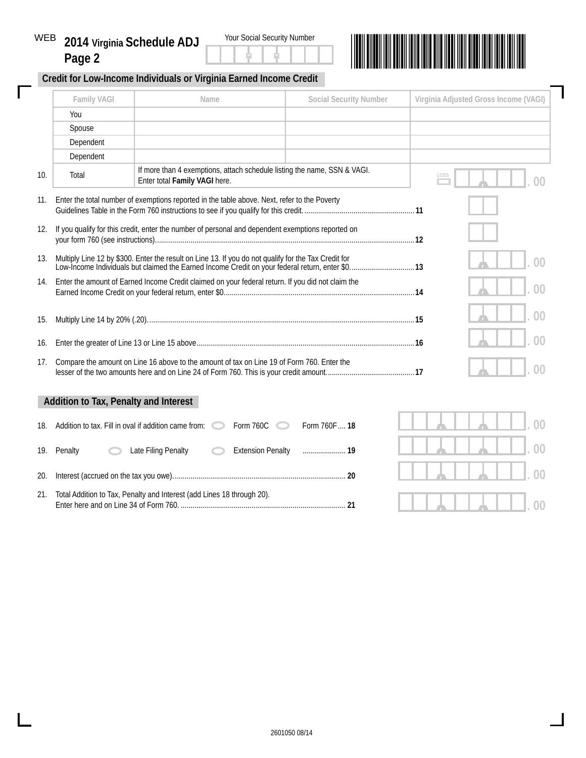WEB **2014 Virginia Schedule ADJ Page 2**

Your Social Security Number

## Credit for Low-Income Individuals or Virginia Earned Income Credit

| Family VAGI | Name | Social Security Number | Virginia Adjusted Gross Income (VAGI) |
|---|---|---|---|
| You | | | |
| Spouse | | | |
| Dependent | | | |
| Dependent | | | |
| 10. Total | If more than 4 exemptions, attach schedule listing the name, SSN & VAGI. Enter total **Family VAGI** here. | | LOSS .00 |

11. Enter the total number of exemptions reported in the table above. Next, refer to the Poverty Guidelines Table in the Form 760 instructions to see if you qualify for this credit. .......... **11**

12. If you qualify for this credit, enter the number of personal and dependent exemptions reported on your form 760 (see instructions). .......... **12**

13. Multiply Line 12 by $300. Enter the result on Line 13. If you do not qualify for the Tax Credit for Low-Income Individuals but claimed the Earned Income Credit on your federal return, enter $0. .......... **13** .00

14. Enter the amount of Earned Income Credit claimed on your federal return. If you did not claim the Earned Income Credit on your federal return, enter $0. .......... **14** .00

15. Multiply Line 14 by 20% (.20). .......... **15** .00

16. Enter the greater of Line 13 or Line 15 above. .......... **16** .00

17. Compare the amount on Line 16 above to the amount of tax on Line 19 of Form 760. Enter the lesser of the two amounts here and on Line 24 of Form 760. This is your credit amount. .......... **17** .00

## Addition to Tax, Penalty and Interest

18. Addition to tax. Fill in oval if addition came from: ○ Form 760C ○ Form 760F .... **18** .00

19. Penalty ○ Late Filing Penalty ○ Extension Penalty .......... **19** .00

20. Interest (accrued on the tax you owe). .......... **20** .00

21. Total Addition to Tax, Penalty and Interest (add Lines 18 through 20). Enter here and on Line 34 of Form 760. .......... **21** .00

2601050 08/14